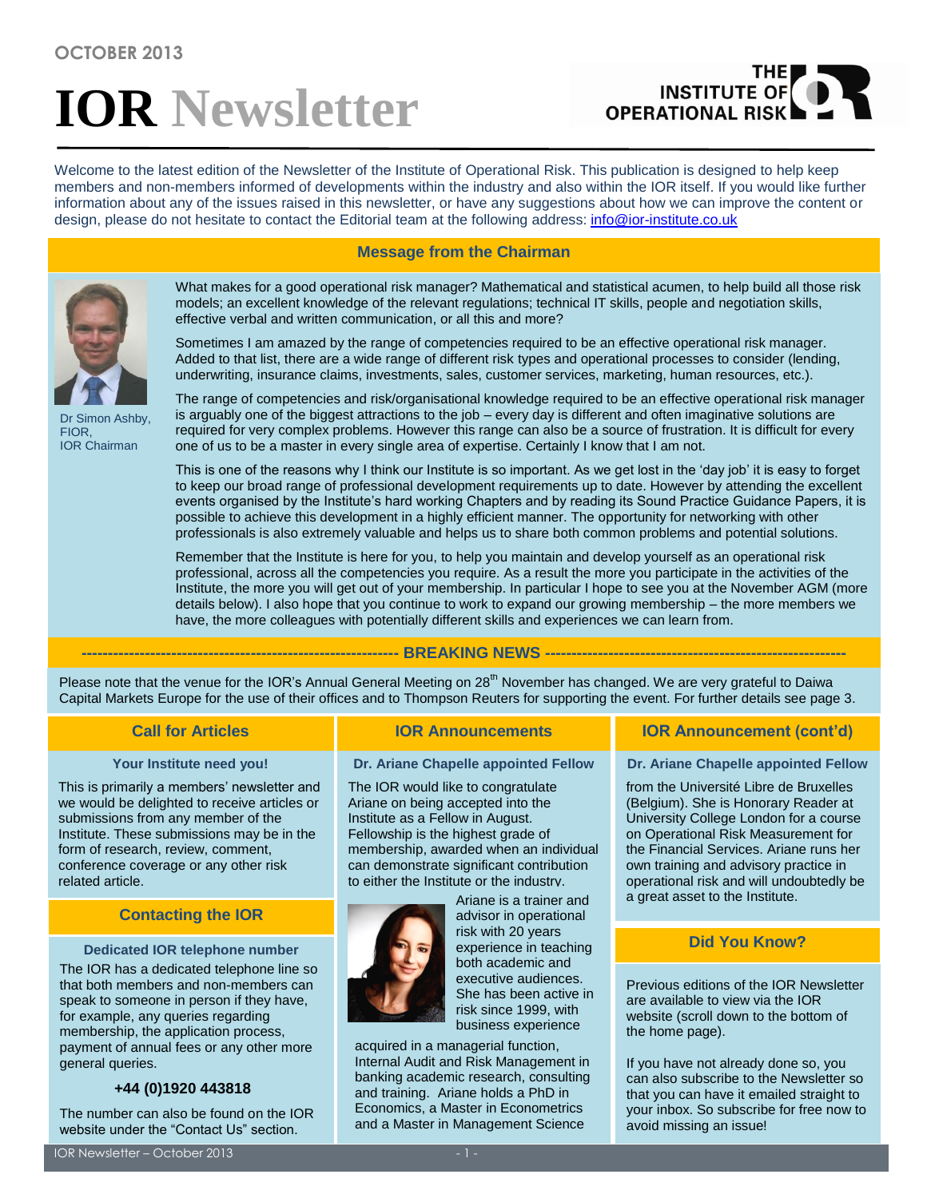OCTOBER 2013

# IOR Newsletter

THE INSTITUTE OF OPERATIONAL RISK

Welcome to the latest edition of the Newsletter of the Institute of Operational Risk. This publication is designed to help keep members and non-members informed of developments within the industry and also within the IOR itself. If you would like further information about any of the issues raised in this newsletter, or have any suggestions about how we can improve the content or design, please do not hesitate to contact the Editorial team at the following address: info@ior-institute.co.uk

## Message from the Chairman

Dr Simon Ashby, FIOR, IOR Chairman

What makes for a good operational risk manager? Mathematical and statistical acumen, to help build all those risk models; an excellent knowledge of the relevant regulations; technical IT skills, people and negotiation skills, effective verbal and written communication, or all this and more?

Sometimes I am amazed by the range of competencies required to be an effective operational risk manager. Added to that list, there are a wide range of different risk types and operational processes to consider (lending, underwriting, insurance claims, investments, sales, customer services, marketing, human resources, etc.).

The range of competencies and risk/organisational knowledge required to be an effective operational risk manager is arguably one of the biggest attractions to the job – every day is different and often imaginative solutions are required for very complex problems. However this range can also be a source of frustration. It is difficult for every one of us to be a master in every single area of expertise. Certainly I know that I am not.

This is one of the reasons why I think our Institute is so important. As we get lost in the 'day job' it is easy to forget to keep our broad range of professional development requirements up to date. However by attending the excellent events organised by the Institute's hard working Chapters and by reading its Sound Practice Guidance Papers, it is possible to achieve this development in a highly efficient manner. The opportunity for networking with other professionals is also extremely valuable and helps us to share both common problems and potential solutions.

Remember that the Institute is here for you, to help you maintain and develop yourself as an operational risk professional, across all the competencies you require. As a result the more you participate in the activities of the Institute, the more you will get out of your membership. In particular I hope to see you at the November AGM (more details below). I also hope that you continue to work to expand our growing membership – the more members we have, the more colleagues with potentially different skills and experiences we can learn from.

## BREAKING NEWS

Please note that the venue for the IOR's Annual General Meeting on 28th November has changed. We are very grateful to Daiwa Capital Markets Europe for the use of their offices and to Thompson Reuters for supporting the event. For further details see page 3.

## Call for Articles

### Your Institute need you!

This is primarily a members' newsletter and we would be delighted to receive articles or submissions from any member of the Institute. These submissions may be in the form of research, review, comment, conference coverage or any other risk related article.

## Contacting the IOR

### Dedicated IOR telephone number

The IOR has a dedicated telephone line so that both members and non-members can speak to someone in person if they have, for example, any queries regarding membership, the application process, payment of annual fees or any other more general queries.

**+44 (0)1920 443818**

The number can also be found on the IOR website under the "Contact Us" section.

## IOR Announcements

### Dr. Ariane Chapelle appointed Fellow

The IOR would like to congratulate Ariane on being accepted into the Institute as a Fellow in August. Fellowship is the highest grade of membership, awarded when an individual can demonstrate significant contribution to either the Institute or the industry.

Ariane is a trainer and advisor in operational risk with 20 years experience in teaching both academic and executive audiences. She has been active in risk since 1999, with business experience acquired in a managerial function, Internal Audit and Risk Management in banking academic research, consulting and training. Ariane holds a PhD in Economics, a Master in Econometrics and a Master in Management Science from the Université Libre de Bruxelles (Belgium). She is Honorary Reader at University College London for a course on Operational Risk Measurement for the Financial Services. Ariane runs her own training and advisory practice in operational risk and will undoubtedly be a great asset to the Institute.

## Did You Know?

Previous editions of the IOR Newsletter are available to view via the IOR website (scroll down to the bottom of the home page).

If you have not already done so, you can also subscribe to the Newsletter so that you can have it emailed straight to your inbox. So subscribe for free now to avoid missing an issue!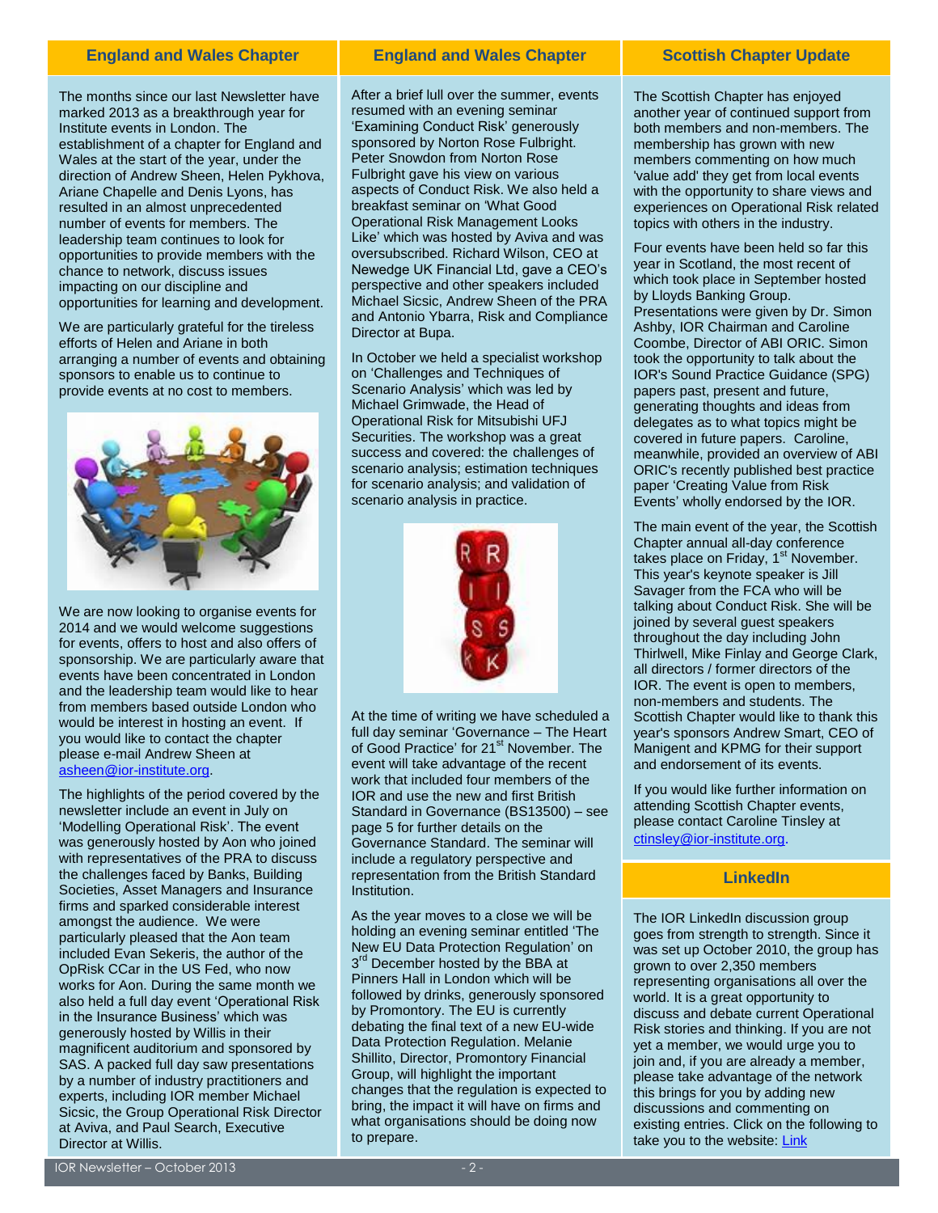## England and Wales Chapter

The months since our last Newsletter have marked 2013 as a breakthrough year for Institute events in London. The establishment of a chapter for England and Wales at the start of the year, under the direction of Andrew Sheen, Helen Pykhova, Ariane Chapelle and Denis Lyons, has resulted in an almost unprecedented number of events for members. The leadership team continues to look for opportunities to provide members with the chance to network, discuss issues impacting on our discipline and opportunities for learning and development.

We are particularly grateful for the tireless efforts of Helen and Ariane in both arranging a number of events and obtaining sponsors to enable us to continue to provide events at no cost to members.

We are now looking to organise events for 2014 and we would welcome suggestions for events, offers to host and also offers of sponsorship. We are particularly aware that events have been concentrated in London and the leadership team would like to hear from members based outside London who would be interest in hosting an event. If you would like to contact the chapter please e-mail Andrew Sheen at asheen@ior-institute.org.

The highlights of the period covered by the newsletter include an event in July on 'Modelling Operational Risk'. The event was generously hosted by Aon who joined with representatives of the PRA to discuss the challenges faced by Banks, Building Societies, Asset Managers and Insurance firms and sparked considerable interest amongst the audience. We were particularly pleased that the Aon team included Evan Sekeris, the author of the OpRisk CCar in the US Fed, who now works for Aon. During the same month we also held a full day event 'Operational Risk in the Insurance Business' which was generously hosted by Willis in their magnificent auditorium and sponsored by SAS. A packed full day saw presentations by a number of industry practitioners and experts, including IOR member Michael Sicsic, the Group Operational Risk Director at Aviva, and Paul Search, Executive Director at Willis.

## England and Wales Chapter

After a brief lull over the summer, events resumed with an evening seminar 'Examining Conduct Risk' generously sponsored by Norton Rose Fulbright. Peter Snowdon from Norton Rose Fulbright gave his view on various aspects of Conduct Risk. We also held a breakfast seminar on 'What Good Operational Risk Management Looks Like' which was hosted by Aviva and was oversubscribed. Richard Wilson, CEO at Newedge UK Financial Ltd, gave a CEO's perspective and other speakers included Michael Sicsic, Andrew Sheen of the PRA and Antonio Ybarra, Risk and Compliance Director at Bupa.

In October we held a specialist workshop on 'Challenges and Techniques of Scenario Analysis' which was led by Michael Grimwade, the Head of Operational Risk for Mitsubishi UFJ Securities. The workshop was a great success and covered: the challenges of scenario analysis; estimation techniques for scenario analysis; and validation of scenario analysis in practice.

At the time of writing we have scheduled a full day seminar 'Governance – The Heart of Good Practice' for 21st November. The event will take advantage of the recent work that included four members of the IOR and use the new and first British Standard in Governance (BS13500) – see page 5 for further details on the Governance Standard. The seminar will include a regulatory perspective and representation from the British Standard Institution.

As the year moves to a close we will be holding an evening seminar entitled 'The New EU Data Protection Regulation' on 3rd December hosted by the BBA at Pinners Hall in London which will be followed by drinks, generously sponsored by Promontory. The EU is currently debating the final text of a new EU-wide Data Protection Regulation. Melanie Shillito, Director, Promontory Financial Group, will highlight the important changes that the regulation is expected to bring, the impact it will have on firms and what organisations should be doing now to prepare.

## Scottish Chapter Update

The Scottish Chapter has enjoyed another year of continued support from both members and non-members. The membership has grown with new members commenting on how much 'value add' they get from local events with the opportunity to share views and experiences on Operational Risk related topics with others in the industry.

Four events have been held so far this year in Scotland, the most recent of which took place in September hosted by Lloyds Banking Group. Presentations were given by Dr. Simon Ashby, IOR Chairman and Caroline Coombe, Director of ABI ORIC. Simon took the opportunity to talk about the IOR's Sound Practice Guidance (SPG) papers past, present and future, generating thoughts and ideas from delegates as to what topics might be covered in future papers. Caroline, meanwhile, provided an overview of ABI ORIC's recently published best practice paper 'Creating Value from Risk Events' wholly endorsed by the IOR.

The main event of the year, the Scottish Chapter annual all-day conference takes place on Friday, 1st November. This year's keynote speaker is Jill Savager from the FCA who will be talking about Conduct Risk. She will be joined by several guest speakers throughout the day including John Thirlwell, Mike Finlay and George Clark, all directors / former directors of the IOR. The event is open to members, non-members and students. The Scottish Chapter would like to thank this year's sponsors Andrew Smart, CEO of Manigent and KPMG for their support and endorsement of its events.

If you would like further information on attending Scottish Chapter events, please contact Caroline Tinsley at ctinsley@ior-institute.org.

## LinkedIn

The IOR LinkedIn discussion group goes from strength to strength. Since it was set up October 2010, the group has grown to over 2,350 members representing organisations all over the world. It is a great opportunity to discuss and debate current Operational Risk stories and thinking. If you are not yet a member, we would urge you to join and, if you are already a member, please take advantage of the network this brings for you by adding new discussions and commenting on existing entries. Click on the following to take you to the website: Link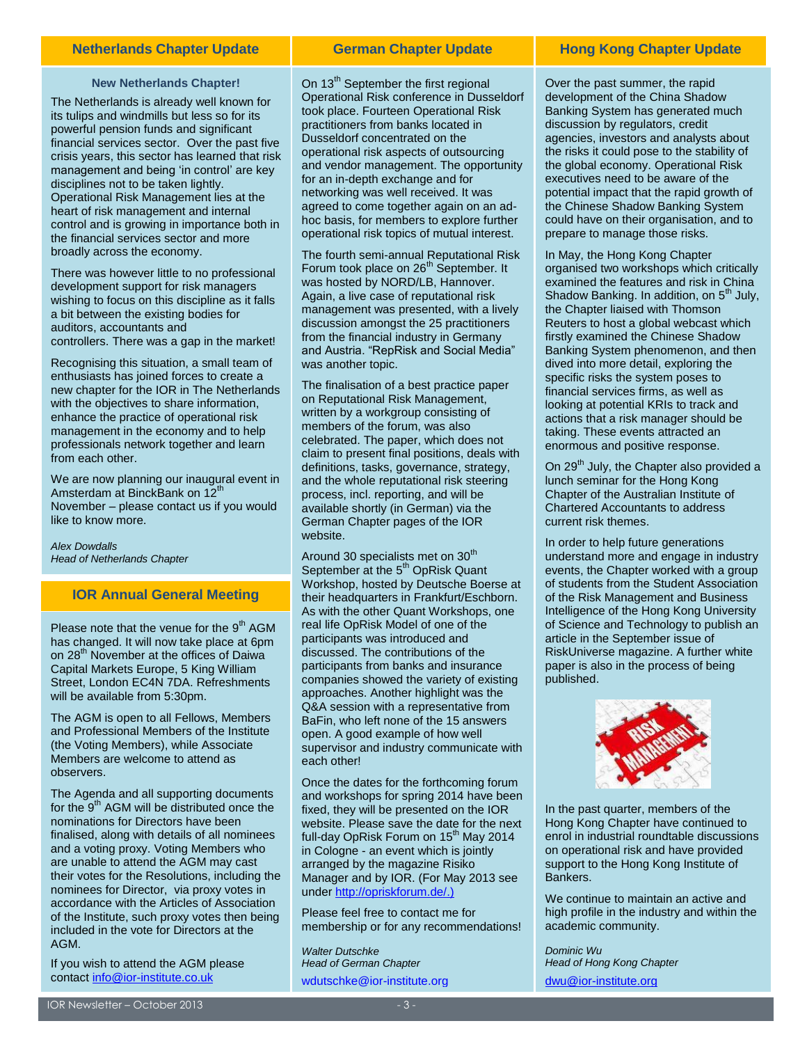## Netherlands Chapter Update

### New Netherlands Chapter!

The Netherlands is already well known for its tulips and windmills but less so for its powerful pension funds and significant financial services sector. Over the past five crisis years, this sector has learned that risk management and being 'in control' are key disciplines not to be taken lightly. Operational Risk Management lies at the heart of risk management and internal control and is growing in importance both in the financial services sector and more broadly across the economy.

There was however little to no professional development support for risk managers wishing to focus on this discipline as it falls a bit between the existing bodies for auditors, accountants and controllers. There was a gap in the market!

Recognising this situation, a small team of enthusiasts has joined forces to create a new chapter for the IOR in The Netherlands with the objectives to share information, enhance the practice of operational risk management in the economy and to help professionals network together and learn from each other.

We are now planning our inaugural event in Amsterdam at BinckBank on 12th November – please contact us if you would like to know more.

*Alex Dowdalls*
*Head of Netherlands Chapter*

## IOR Annual General Meeting

Please note that the venue for the 9th AGM has changed. It will now take place at 6pm on 28th November at the offices of Daiwa Capital Markets Europe, 5 King William Street, London EC4N 7DA. Refreshments will be available from 5:30pm.

The AGM is open to all Fellows, Members and Professional Members of the Institute (the Voting Members), while Associate Members are welcome to attend as observers.

The Agenda and all supporting documents for the 9th AGM will be distributed once the nominations for Directors have been finalised, along with details of all nominees and a voting proxy. Voting Members who are unable to attend the AGM may cast their votes for the Resolutions, including the nominees for Director, via proxy votes in accordance with the Articles of Association of the Institute, such proxy votes then being included in the vote for Directors at the AGM.

If you wish to attend the AGM please contact info@ior-institute.co.uk

## German Chapter Update

On 13th September the first regional Operational Risk conference in Dusseldorf took place. Fourteen Operational Risk practitioners from banks located in Dusseldorf concentrated on the operational risk aspects of outsourcing and vendor management. The opportunity for an in-depth exchange and for networking was well received. It was agreed to come together again on an ad-hoc basis, for members to explore further operational risk topics of mutual interest.

The fourth semi-annual Reputational Risk Forum took place on 26th September. It was hosted by NORD/LB, Hannover. Again, a live case of reputational risk management was presented, with a lively discussion amongst the 25 practitioners from the financial industry in Germany and Austria. "RepRisk and Social Media" was another topic.

The finalisation of a best practice paper on Reputational Risk Management, written by a workgroup consisting of members of the forum, was also celebrated. The paper, which does not claim to present final positions, deals with definitions, tasks, governance, strategy, and the whole reputational risk steering process, incl. reporting, and will be available shortly (in German) via the German Chapter pages of the IOR website.

Around 30 specialists met on 30th September at the 5th OpRisk Quant Workshop, hosted by Deutsche Boerse at their headquarters in Frankfurt/Eschborn. As with the other Quant Workshops, one real life OpRisk Model of one of the participants was introduced and discussed. The contributions of the participants from banks and insurance companies showed the variety of existing approaches. Another highlight was the Q&A session with a representative from BaFin, who left none of the 15 answers open. A good example of how well supervisor and industry communicate with each other!

Once the dates for the forthcoming forum and workshops for spring 2014 have been fixed, they will be presented on the IOR website. Please save the date for the next full-day OpRisk Forum on 15th May 2014 in Cologne - an event which is jointly arranged by the magazine Risiko Manager and by IOR. (For May 2013 see under http://opriskforum.de/.)

Please feel free to contact me for membership or for any recommendations!

*Walter Dutschke*
*Head of German Chapter*
wdutschke@ior-institute.org

## Hong Kong Chapter Update

Over the past summer, the rapid development of the China Shadow Banking System has generated much discussion by regulators, credit agencies, investors and analysts about the risks it could pose to the stability of the global economy. Operational Risk executives need to be aware of the potential impact that the rapid growth of the Chinese Shadow Banking System could have on their organisation, and to prepare to manage those risks.

In May, the Hong Kong Chapter organised two workshops which critically examined the features and risk in China Shadow Banking. In addition, on 5th July, the Chapter liaised with Thomson Reuters to host a global webcast which firstly examined the Chinese Shadow Banking System phenomenon, and then dived into more detail, exploring the specific risks the system poses to financial services firms, as well as looking at potential KRIs to track and actions that a risk manager should be taking. These events attracted an enormous and positive response.

On 29th July, the Chapter also provided a lunch seminar for the Hong Kong Chapter of the Australian Institute of Chartered Accountants to address current risk themes.

In order to help future generations understand more and engage in industry events, the Chapter worked with a group of students from the Student Association of the Risk Management and Business Intelligence of the Hong Kong University of Science and Technology to publish an article in the September issue of RiskUniverse magazine. A further white paper is also in the process of being published.

In the past quarter, members of the Hong Kong Chapter have continued to enrol in industrial roundtable discussions on operational risk and have provided support to the Hong Kong Institute of Bankers.

We continue to maintain an active and high profile in the industry and within the academic community.

*Dominic Wu*
*Head of Hong Kong Chapter*
dwu@ior-institute.org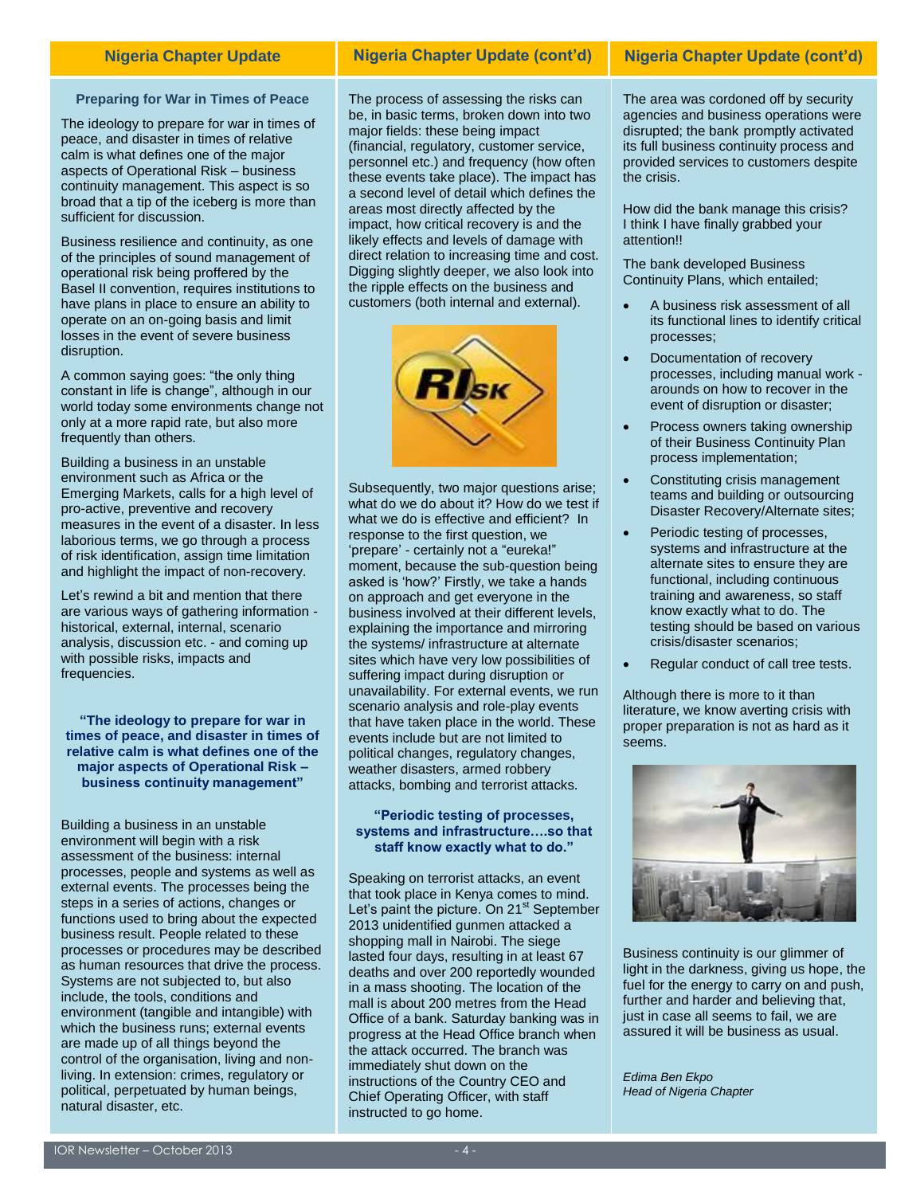## Nigeria Chapter Update

### Preparing for War in Times of Peace

The ideology to prepare for war in times of peace, and disaster in times of relative calm is what defines one of the major aspects of Operational Risk – business continuity management. This aspect is so broad that a tip of the iceberg is more than sufficient for discussion.

Business resilience and continuity, as one of the principles of sound management of operational risk being proffered by the Basel II convention, requires institutions to have plans in place to ensure an ability to operate on an on-going basis and limit losses in the event of severe business disruption.

A common saying goes: "the only thing constant in life is change", although in our world today some environments change not only at a more rapid rate, but also more frequently than others.

Building a business in an unstable environment such as Africa or the Emerging Markets, calls for a high level of pro-active, preventive and recovery measures in the event of a disaster. In less laborious terms, we go through a process of risk identification, assign time limitation and highlight the impact of non-recovery.

Let's rewind a bit and mention that there are various ways of gathering information - historical, external, internal, scenario analysis, discussion etc. - and coming up with possible risks, impacts and frequencies.

**"The ideology to prepare for war in times of peace, and disaster in times of relative calm is what defines one of the major aspects of Operational Risk – business continuity management"**

Building a business in an unstable environment will begin with a risk assessment of the business: internal processes, people and systems as well as external events. The processes being the steps in a series of actions, changes or functions used to bring about the expected business result. People related to these processes or procedures may be described as human resources that drive the process. Systems are not subjected to, but also include, the tools, conditions and environment (tangible and intangible) with which the business runs; external events are made up of all things beyond the control of the organisation, living and non-living. In extension: crimes, regulatory or political, perpetuated by human beings, natural disaster, etc.

The process of assessing the risks can be, in basic terms, broken down into two major fields: these being impact (financial, regulatory, customer service, personnel etc.) and frequency (how often these events take place). The impact has a second level of detail which defines the areas most directly affected by the impact, how critical recovery is and the likely effects and levels of damage with direct relation to increasing time and cost. Digging slightly deeper, we also look into the ripple effects on the business and customers (both internal and external).

Subsequently, two major questions arise; what do we do about it? How do we test if what we do is effective and efficient? In response to the first question, we 'prepare' - certainly not a "eureka!" moment, because the sub-question being asked is 'how?' Firstly, we take a hands on approach and get everyone in the business involved at their different levels, explaining the importance and mirroring the systems/ infrastructure at alternate sites which have very low possibilities of suffering impact during disruption or unavailability. For external events, we run scenario analysis and role-play events that have taken place in the world. These events include but are not limited to political changes, regulatory changes, weather disasters, armed robbery attacks, bombing and terrorist attacks.

**"Periodic testing of processes, systems and infrastructure….so that staff know exactly what to do."**

Speaking on terrorist attacks, an event that took place in Kenya comes to mind. Let's paint the picture. On 21st September 2013 unidentified gunmen attacked a shopping mall in Nairobi. The siege lasted four days, resulting in at least 67 deaths and over 200 reportedly wounded in a mass shooting. The location of the mall is about 200 metres from the Head Office of a bank. Saturday banking was in progress at the Head Office branch when the attack occurred. The branch was immediately shut down on the instructions of the Country CEO and Chief Operating Officer, with staff instructed to go home.

The area was cordoned off by security agencies and business operations were disrupted; the bank promptly activated its full business continuity process and provided services to customers despite the crisis.

How did the bank manage this crisis? I think I have finally grabbed your attention!!

The bank developed Business Continuity Plans, which entailed;

- A business risk assessment of all its functional lines to identify critical processes;
- Documentation of recovery processes, including manual work - arounds on how to recover in the event of disruption or disaster;
- Process owners taking ownership of their Business Continuity Plan process implementation;
- Constituting crisis management teams and building or outsourcing Disaster Recovery/Alternate sites;
- Periodic testing of processes, systems and infrastructure at the alternate sites to ensure they are functional, including continuous training and awareness, so staff know exactly what to do. The testing should be based on various crisis/disaster scenarios;
- Regular conduct of call tree tests.

Although there is more to it than literature, we know averting crisis with proper preparation is not as hard as it seems.

Business continuity is our glimmer of light in the darkness, giving us hope, the fuel for the energy to carry on and push, further and harder and believing that, just in case all seems to fail, we are assured it will be business as usual.

*Edima Ben Ekpo*
*Head of Nigeria Chapter*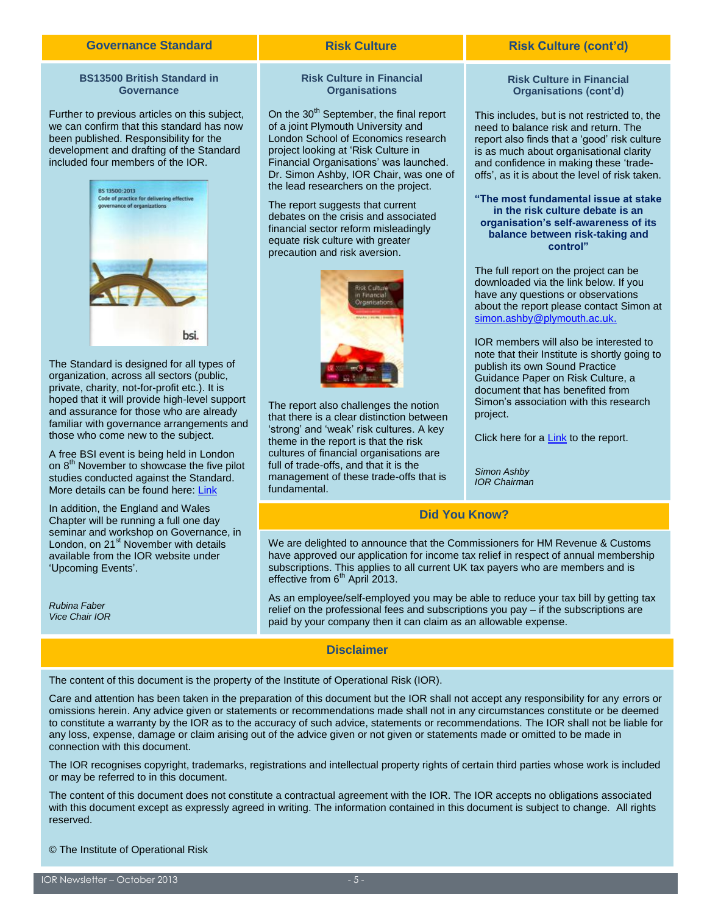## Governance Standard

### BS13500 British Standard in Governance

Further to previous articles on this subject, we can confirm that this standard has now been published. Responsibility for the development and drafting of the Standard included four members of the IOR.

The Standard is designed for all types of organization, across all sectors (public, private, charity, not-for-profit etc.). It is hoped that it will provide high-level support and assurance for those who are already familiar with governance arrangements and those who come new to the subject.

A free BSI event is being held in London on 8th November to showcase the five pilot studies conducted against the Standard. More details can be found here: [Link]

In addition, the England and Wales Chapter will be running a full one day seminar and workshop on Governance, in London, on 21st November with details available from the IOR website under 'Upcoming Events'.

*Rubina Faber*
*Vice Chair IOR*

## Risk Culture

### Risk Culture in Financial Organisations

On the 30th September, the final report of a joint Plymouth University and London School of Economics research project looking at 'Risk Culture in Financial Organisations' was launched. Dr. Simon Ashby, IOR Chair, was one of the lead researchers on the project.

The report suggests that current debates on the crisis and associated financial sector reform misleadingly equate risk culture with greater precaution and risk aversion.

The report also challenges the notion that there is a clear distinction between 'strong' and 'weak' risk cultures. A key theme in the report is that the risk cultures of financial organisations are full of trade-offs, and that it is the management of these trade-offs that is fundamental.

## Risk Culture (cont'd)

### Risk Culture in Financial Organisations (cont'd)

This includes, but is not restricted to, the need to balance risk and return. The report also finds that a 'good' risk culture is as much about organisational clarity and confidence in making these 'trade-offs', as it is about the level of risk taken.

**"The most fundamental issue at stake in the risk culture debate is an organisation's self-awareness of its balance between risk-taking and control"**

The full report on the project can be downloaded via the link below. If you have any questions or observations about the report please contact Simon at simon.ashby@plymouth.ac.uk.

IOR members will also be interested to note that their Institute is shortly going to publish its own Sound Practice Guidance Paper on Risk Culture, a document that has benefited from Simon's association with this research project.

Click here for a [Link] to the report.

*Simon Ashby*
*IOR Chairman*

## Did You Know?

We are delighted to announce that the Commissioners for HM Revenue & Customs have approved our application for income tax relief in respect of annual membership subscriptions. This applies to all current UK tax payers who are members and is effective from 6th April 2013.

As an employee/self-employed you may be able to reduce your tax bill by getting tax relief on the professional fees and subscriptions you pay – if the subscriptions are paid by your company then it can claim as an allowable expense.

## Disclaimer

The content of this document is the property of the Institute of Operational Risk (IOR).

Care and attention has been taken in the preparation of this document but the IOR shall not accept any responsibility for any errors or omissions herein. Any advice given or statements or recommendations made shall not in any circumstances constitute or be deemed to constitute a warranty by the IOR as to the accuracy of such advice, statements or recommendations. The IOR shall not be liable for any loss, expense, damage or claim arising out of the advice given or not given or statements made or omitted to be made in connection with this document.

The IOR recognises copyright, trademarks, registrations and intellectual property rights of certain third parties whose work is included or may be referred to in this document.

The content of this document does not constitute a contractual agreement with the IOR. The IOR accepts no obligations associated with this document except as expressly agreed in writing. The information contained in this document is subject to change. All rights reserved.

© The Institute of Operational Risk